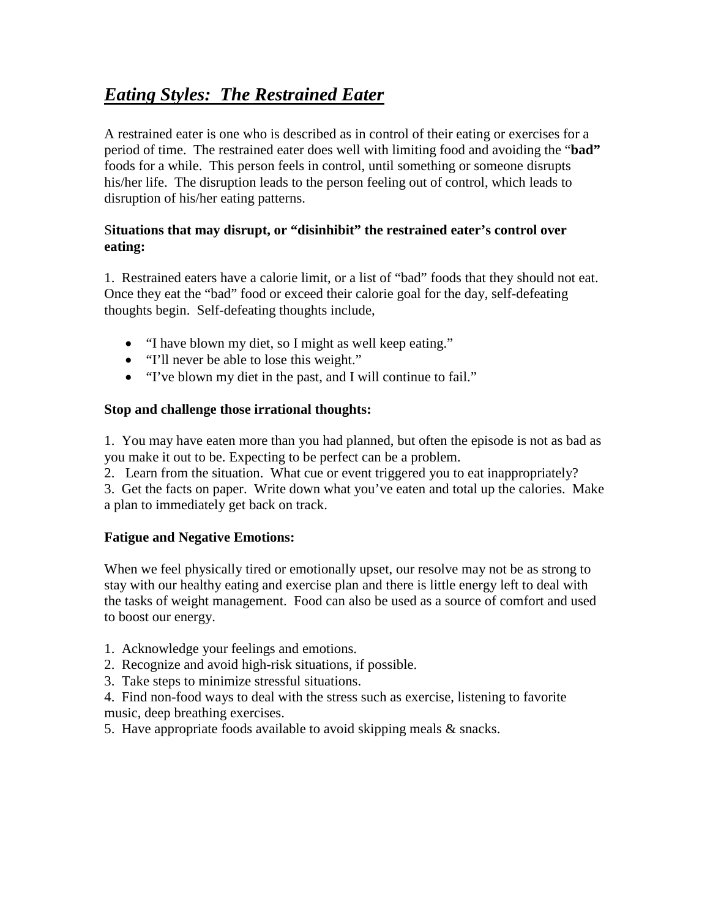# ***Eating Styles: The Restrained Eater***

A restrained eater is one who is described as in control of their eating or exercises for a period of time. The restrained eater does well with limiting food and avoiding the "**bad"** foods for a while. This person feels in control, until something or someone disrupts his/her life. The disruption leads to the person feeling out of control, which leads to disruption of his/her eating patterns.

**Situations that may disrupt, or "disinhibit" the restrained eater's control over eating:**

1. Restrained eaters have a calorie limit, or a list of "bad" foods that they should not eat. Once they eat the "bad" food or exceed their calorie goal for the day, self-defeating thoughts begin. Self-defeating thoughts include,

- "I have blown my diet, so I might as well keep eating."
- "I'll never be able to lose this weight."
- "I've blown my diet in the past, and I will continue to fail."

**Stop and challenge those irrational thoughts:**

1. You may have eaten more than you had planned, but often the episode is not as bad as you make it out to be. Expecting to be perfect can be a problem.
2. Learn from the situation. What cue or event triggered you to eat inappropriately?
3. Get the facts on paper. Write down what you've eaten and total up the calories. Make a plan to immediately get back on track.

**Fatigue and Negative Emotions:**

When we feel physically tired or emotionally upset, our resolve may not be as strong to stay with our healthy eating and exercise plan and there is little energy left to deal with the tasks of weight management. Food can also be used as a source of comfort and used to boost our energy.

1. Acknowledge your feelings and emotions.
2. Recognize and avoid high-risk situations, if possible.
3. Take steps to minimize stressful situations.
4. Find non-food ways to deal with the stress such as exercise, listening to favorite music, deep breathing exercises.
5. Have appropriate foods available to avoid skipping meals & snacks.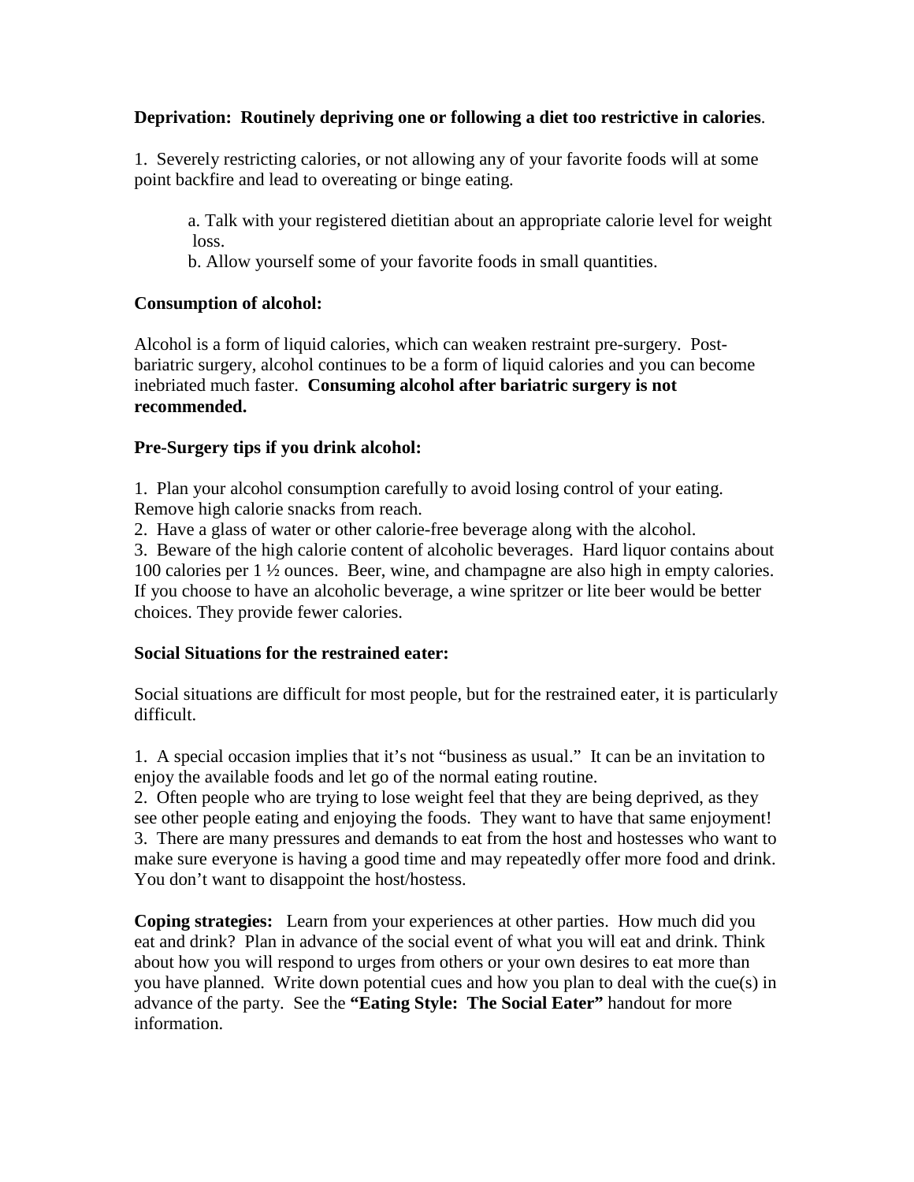**Deprivation: Routinely depriving one or following a diet too restrictive in calories**.

1. Severely restricting calories, or not allowing any of your favorite foods will at some point backfire and lead to overeating or binge eating.

   a. Talk with your registered dietitian about an appropriate calorie level for weight loss.
   b. Allow yourself some of your favorite foods in small quantities.

**Consumption of alcohol:**

Alcohol is a form of liquid calories, which can weaken restraint pre-surgery. Post-bariatric surgery, alcohol continues to be a form of liquid calories and you can become inebriated much faster. **Consuming alcohol after bariatric surgery is not recommended.**

**Pre-Surgery tips if you drink alcohol:**

1. Plan your alcohol consumption carefully to avoid losing control of your eating. Remove high calorie snacks from reach.
2. Have a glass of water or other calorie-free beverage along with the alcohol.
3. Beware of the high calorie content of alcoholic beverages. Hard liquor contains about 100 calories per 1 ½ ounces. Beer, wine, and champagne are also high in empty calories. If you choose to have an alcoholic beverage, a wine spritzer or lite beer would be better choices. They provide fewer calories.

**Social Situations for the restrained eater:**

Social situations are difficult for most people, but for the restrained eater, it is particularly difficult.

1. A special occasion implies that it's not "business as usual." It can be an invitation to enjoy the available foods and let go of the normal eating routine.
2. Often people who are trying to lose weight feel that they are being deprived, as they see other people eating and enjoying the foods. They want to have that same enjoyment!
3. There are many pressures and demands to eat from the host and hostesses who want to make sure everyone is having a good time and may repeatedly offer more food and drink. You don't want to disappoint the host/hostess.

**Coping strategies:** Learn from your experiences at other parties. How much did you eat and drink? Plan in advance of the social event of what you will eat and drink. Think about how you will respond to urges from others or your own desires to eat more than you have planned. Write down potential cues and how you plan to deal with the cue(s) in advance of the party. See the **"Eating Style: The Social Eater"** handout for more information.